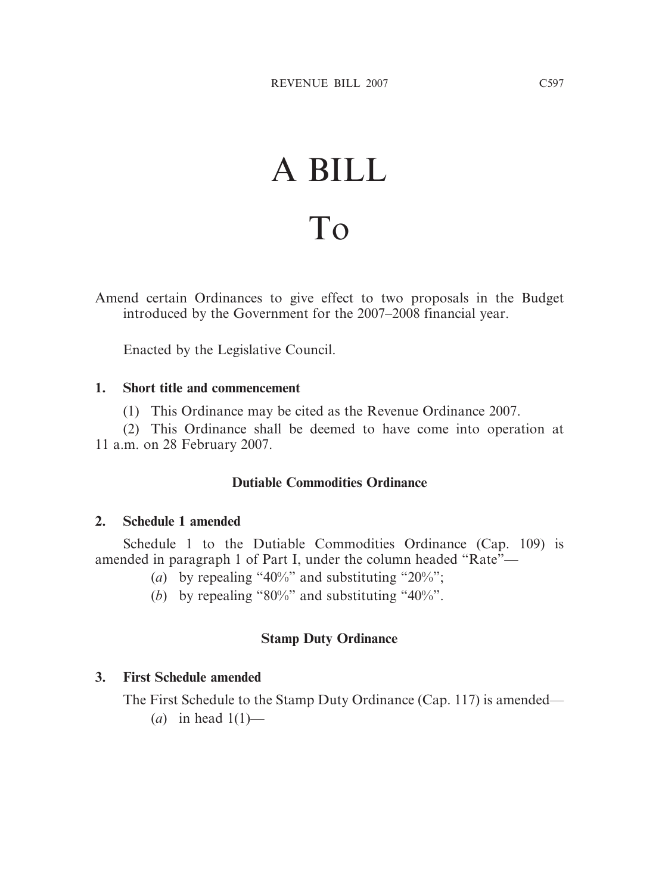// A BILL

# To

Amend certain Ordinances to give effect to two proposals in the Budget introduced by the Government for the 2007–2008 financial year.

Enacted by the Legislative Council.

**1. Short title and commencement**

(1) This Ordinance may be cited as the Revenue Ordinance 2007.

(2) This Ordinance shall be deemed to have come into operation at 11 a.m. on 28 February 2007.

**Dutiable Commodities Ordinance**

**2. Schedule 1 amended**

Schedule 1 to the Dutiable Commodities Ordinance (Cap. 109) is amended in paragraph 1 of Part I, under the column headed "Rate"—

(*a*) by repealing "40%" and substituting "20%";

(*b*) by repealing "80%" and substituting "40%".

**Stamp Duty Ordinance**

**3. First Schedule amended**

The First Schedule to the Stamp Duty Ordinance (Cap. 117) is amended—

(*a*) in head 1(1)—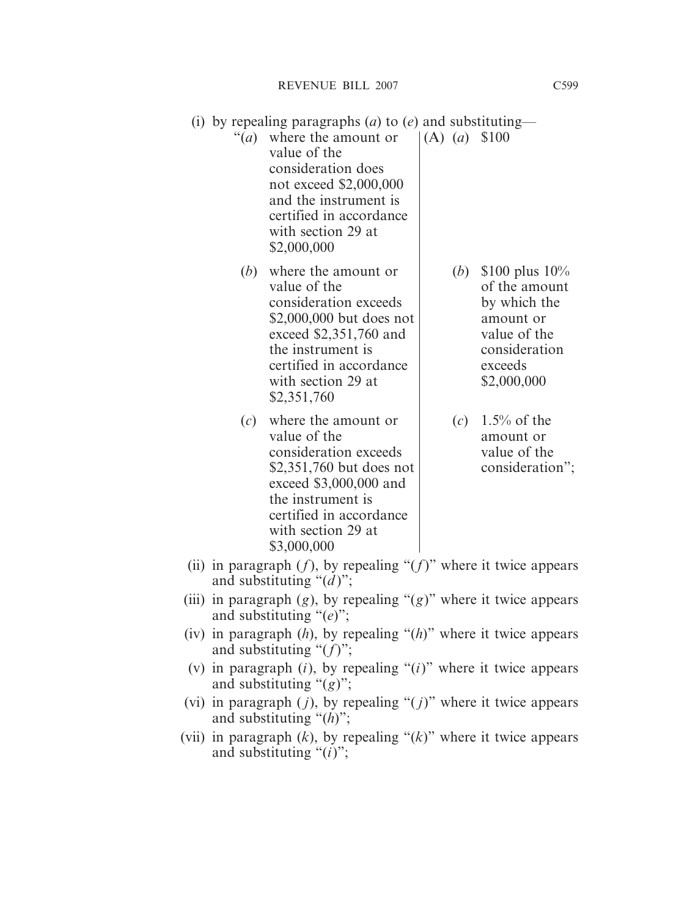(i) by repealing paragraphs (*a*) to (*e*) and substituting—

| | |
|---|---|
| "(*a*) where the amount or value of the consideration does not exceed \$2,000,000 and the instrument is certified in accordance with section 29 at \$2,000,000 | (A) (*a*) \$100 |
| (*b*) where the amount or value of the consideration exceeds \$2,000,000 but does not exceed \$2,351,760 and the instrument is certified in accordance with section 29 at \$2,351,760 | (*b*) \$100 plus 10% of the amount by which the amount or value of the consideration exceeds \$2,000,000 |
| (*c*) where the amount or value of the consideration exceeds \$2,351,760 but does not exceed \$3,000,000 and the instrument is certified in accordance with section 29 at \$3,000,000 | (*c*) 1.5% of the amount or value of the consideration"; |

(ii) in paragraph (*f*), by repealing "(*f*)" where it twice appears and substituting "(*d*)";

(iii) in paragraph (*g*), by repealing "(*g*)" where it twice appears and substituting "(*e*)";

(iv) in paragraph (*h*), by repealing "(*h*)" where it twice appears and substituting "(*f*)";

(v) in paragraph (*i*), by repealing "(*i*)" where it twice appears and substituting "(*g*)";

(vi) in paragraph (*j*), by repealing "(*j*)" where it twice appears and substituting "(*h*)";

(vii) in paragraph (*k*), by repealing "(*k*)" where it twice appears and substituting "(*i*)";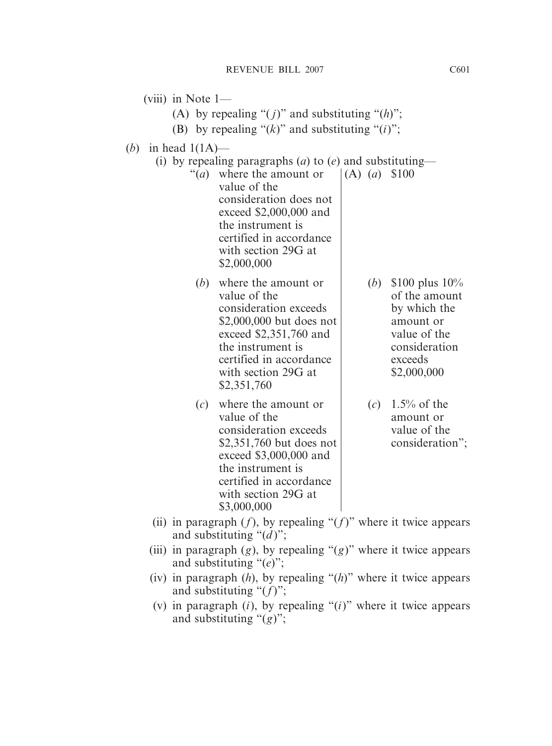(viii) in Note 1—

(A) by repealing "(*j*)" and substituting "(*h*)";

(B) by repealing "(*k*)" and substituting "(*i*)";

(*b*) in head 1(1A)—

(i) by repealing paragraphs (*a*) to (*e*) and substituting—

| | |
|---|---|
| "(*a*) where the amount or value of the consideration does not exceed \$2,000,000 and the instrument is certified in accordance with section 29G at \$2,000,000 | (A) (*a*) \$100 |
| (*b*) where the amount or value of the consideration exceeds \$2,000,000 but does not exceed \$2,351,760 and the instrument is certified in accordance with section 29G at \$2,351,760 | (*b*) \$100 plus 10% of the amount by which the amount or value of the consideration exceeds \$2,000,000 |
| (*c*) where the amount or value of the consideration exceeds \$2,351,760 but does not exceed \$3,000,000 and the instrument is certified in accordance with section 29G at \$3,000,000 | (*c*) 1.5% of the amount or value of the consideration"; |

(ii) in paragraph (*f*), by repealing "(*f*)" where it twice appears and substituting "(*d*)";

(iii) in paragraph (*g*), by repealing "(*g*)" where it twice appears and substituting "(*e*)";

(iv) in paragraph (*h*), by repealing "(*h*)" where it twice appears and substituting "(*f*)";

(v) in paragraph (*i*), by repealing "(*i*)" where it twice appears and substituting "(*g*)";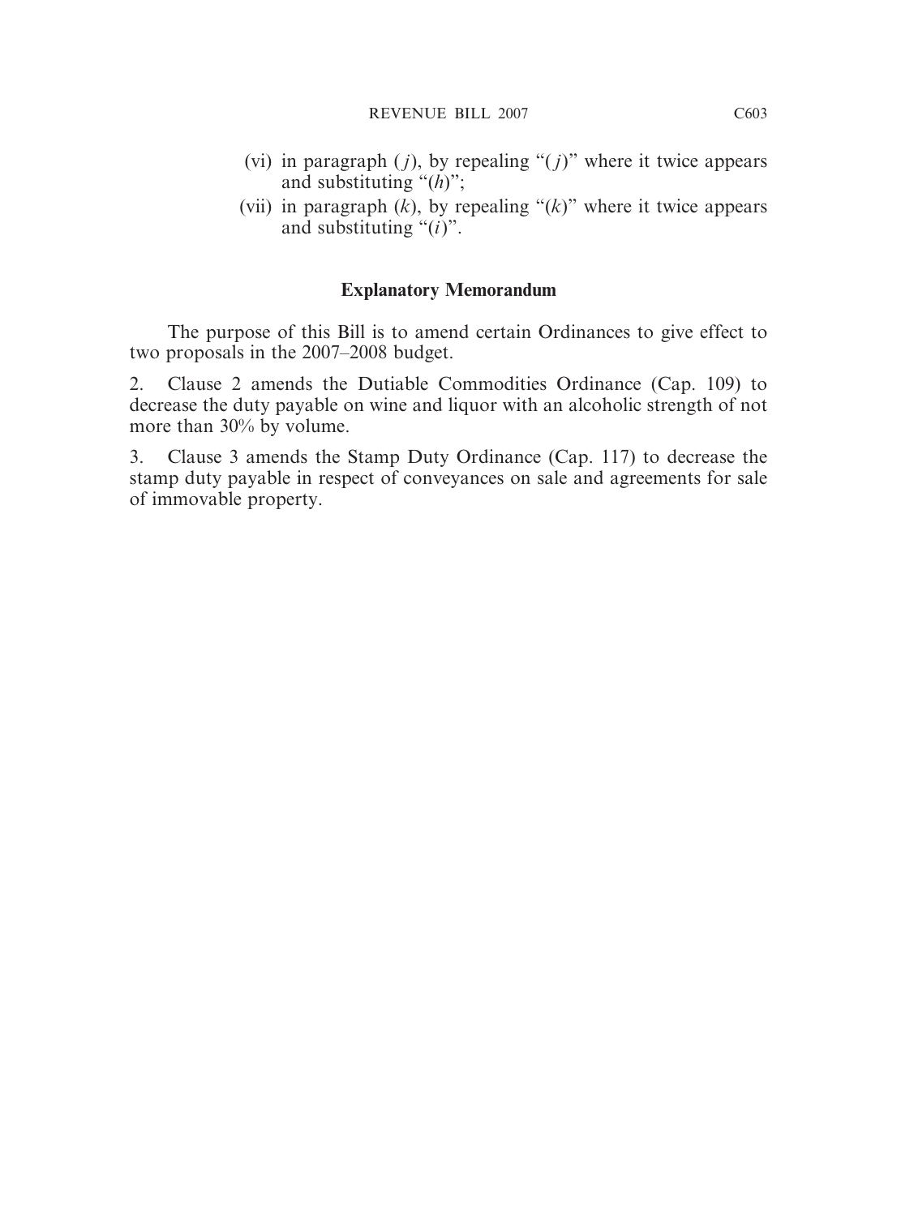(vi) in paragraph (*j*), by repealing "(*j*)" where it twice appears and substituting "(*h*)";

(vii) in paragraph (*k*), by repealing "(*k*)" where it twice appears and substituting "(*i*)".

## Explanatory Memorandum

The purpose of this Bill is to amend certain Ordinances to give effect to two proposals in the 2007–2008 budget.

2. Clause 2 amends the Dutiable Commodities Ordinance (Cap. 109) to decrease the duty payable on wine and liquor with an alcoholic strength of not more than 30% by volume.

3. Clause 3 amends the Stamp Duty Ordinance (Cap. 117) to decrease the stamp duty payable in respect of conveyances on sale and agreements for sale of immovable property.